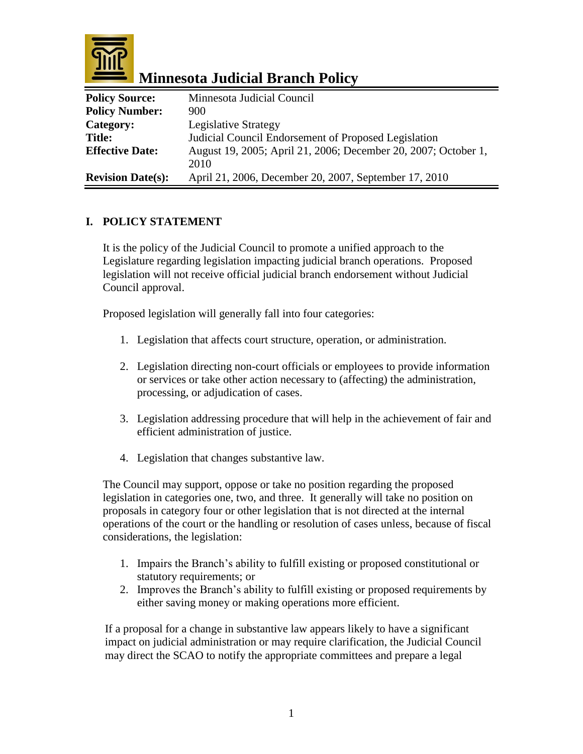# Minnesota Judicial Branch Policy

| | |
|---|---|
| **Policy Source:** | Minnesota Judicial Council |
| **Policy Number:** | 900 |
| **Category:** | Legislative Strategy |
| **Title:** | Judicial Council Endorsement of Proposed Legislation |
| **Effective Date:** | August 19, 2005; April 21, 2006; December 20, 2007; October 1, 2010 |
| **Revision Date(s):** | April 21, 2006, December 20, 2007, September 17, 2010 |

## I. POLICY STATEMENT

It is the policy of the Judicial Council to promote a unified approach to the Legislature regarding legislation impacting judicial branch operations. Proposed legislation will not receive official judicial branch endorsement without Judicial Council approval.

Proposed legislation will generally fall into four categories:

1. Legislation that affects court structure, operation, or administration.

2. Legislation directing non-court officials or employees to provide information or services or take other action necessary to (affecting) the administration, processing, or adjudication of cases.

3. Legislation addressing procedure that will help in the achievement of fair and efficient administration of justice.

4. Legislation that changes substantive law.

The Council may support, oppose or take no position regarding the proposed legislation in categories one, two, and three. It generally will take no position on proposals in category four or other legislation that is not directed at the internal operations of the court or the handling or resolution of cases unless, because of fiscal considerations, the legislation:

1. Impairs the Branch's ability to fulfill existing or proposed constitutional or statutory requirements; or
2. Improves the Branch's ability to fulfill existing or proposed requirements by either saving money or making operations more efficient.

If a proposal for a change in substantive law appears likely to have a significant impact on judicial administration or may require clarification, the Judicial Council may direct the SCAO to notify the appropriate committees and prepare a legal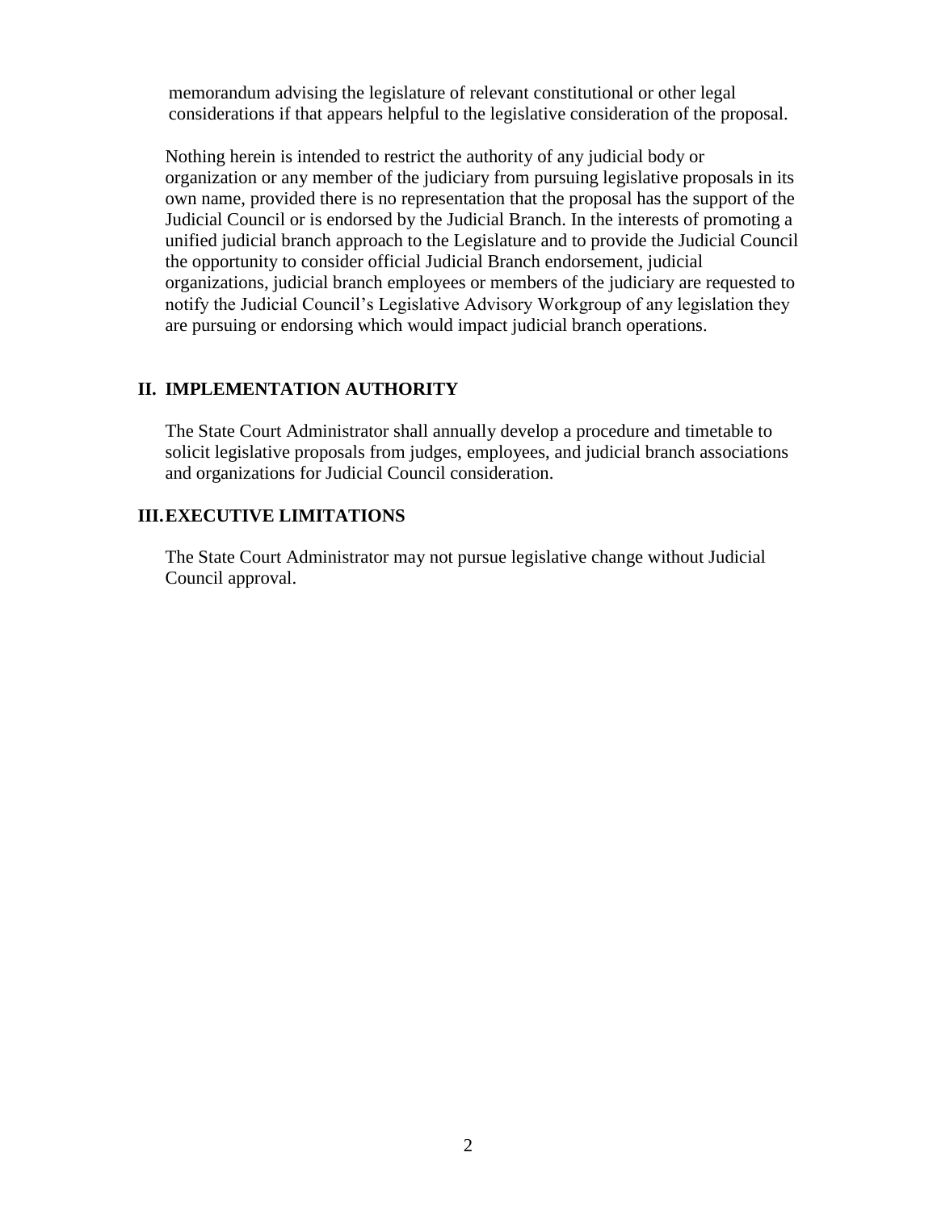memorandum advising the legislature of relevant constitutional or other legal considerations if that appears helpful to the legislative consideration of the proposal.

Nothing herein is intended to restrict the authority of any judicial body or organization or any member of the judiciary from pursuing legislative proposals in its own name, provided there is no representation that the proposal has the support of the Judicial Council or is endorsed by the Judicial Branch. In the interests of promoting a unified judicial branch approach to the Legislature and to provide the Judicial Council the opportunity to consider official Judicial Branch endorsement, judicial organizations, judicial branch employees or members of the judiciary are requested to notify the Judicial Council's Legislative Advisory Workgroup of any legislation they are pursuing or endorsing which would impact judicial branch operations.

## II. IMPLEMENTATION AUTHORITY

The State Court Administrator shall annually develop a procedure and timetable to solicit legislative proposals from judges, employees, and judicial branch associations and organizations for Judicial Council consideration.

## III. EXECUTIVE LIMITATIONS

The State Court Administrator may not pursue legislative change without Judicial Council approval.